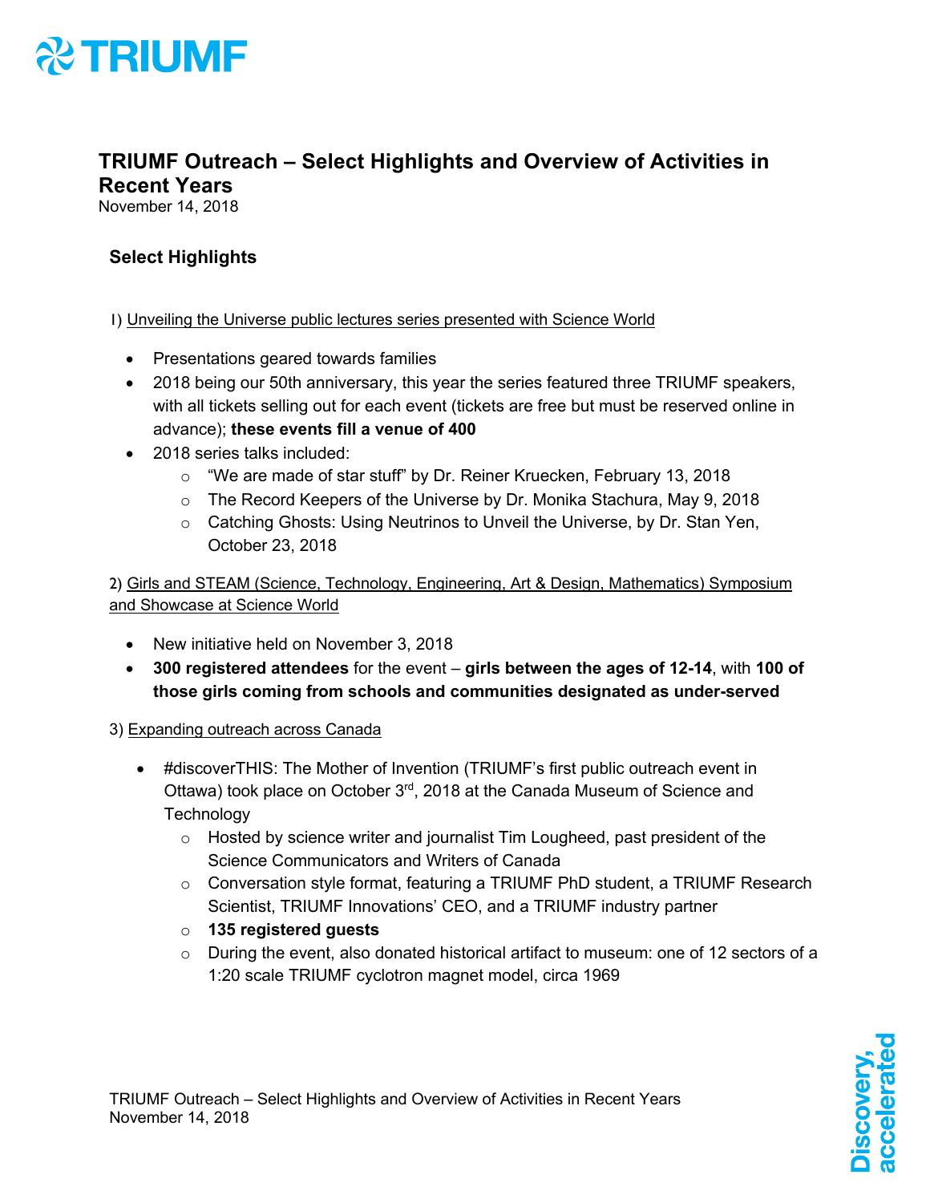# TRIUMF Outreach – Select Highlights and Overview of Activities in Recent Years

November 14, 2018

## Select Highlights

1) Unveiling the Universe public lectures series presented with Science World

- Presentations geared towards families
- 2018 being our 50th anniversary, this year the series featured three TRIUMF speakers, with all tickets selling out for each event (tickets are free but must be reserved online in advance); **these events fill a venue of 400**
- 2018 series talks included:
  - "We are made of star stuff" by Dr. Reiner Kruecken, February 13, 2018
  - The Record Keepers of the Universe by Dr. Monika Stachura, May 9, 2018
  - Catching Ghosts: Using Neutrinos to Unveil the Universe, by Dr. Stan Yen, October 23, 2018

2) Girls and STEAM (Science, Technology, Engineering, Art & Design, Mathematics) Symposium and Showcase at Science World

- New initiative held on November 3, 2018
- **300 registered attendees** for the event – **girls between the ages of 12-14**, with **100 of those girls coming from schools and communities designated as under-served**

3) Expanding outreach across Canada

- #discoverTHIS: The Mother of Invention (TRIUMF's first public outreach event in Ottawa) took place on October 3rd, 2018 at the Canada Museum of Science and Technology
  - Hosted by science writer and journalist Tim Lougheed, past president of the Science Communicators and Writers of Canada
  - Conversation style format, featuring a TRIUMF PhD student, a TRIUMF Research Scientist, TRIUMF Innovations' CEO, and a TRIUMF industry partner
  - **135 registered guests**
  - During the event, also donated historical artifact to museum: one of 12 sectors of a 1:20 scale TRIUMF cyclotron magnet model, circa 1969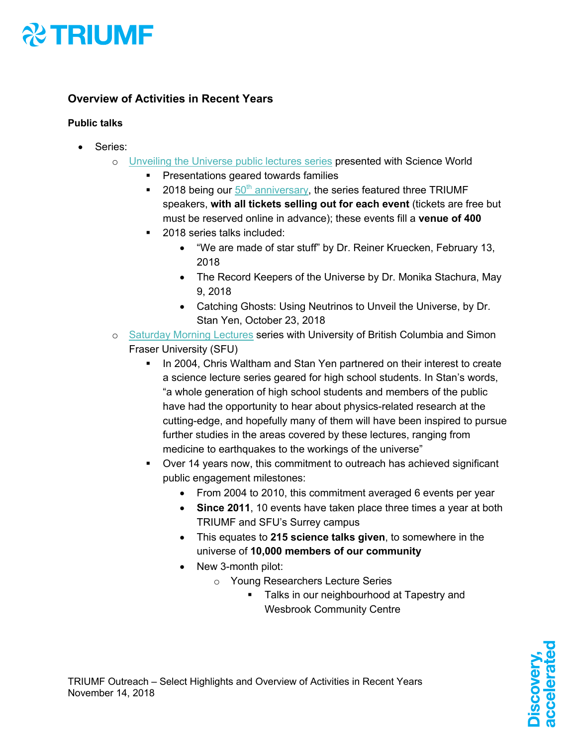## Overview of Activities in Recent Years

### Public talks

- Series:
  - Unveiling the Universe public lectures series presented with Science World
    - Presentations geared towards families
    - 2018 being our 50th anniversary, the series featured three TRIUMF speakers, **with all tickets selling out for each event** (tickets are free but must be reserved online in advance); these events fill a **venue of 400**
    - 2018 series talks included:
      - "We are made of star stuff" by Dr. Reiner Kruecken, February 13, 2018
      - The Record Keepers of the Universe by Dr. Monika Stachura, May 9, 2018
      - Catching Ghosts: Using Neutrinos to Unveil the Universe, by Dr. Stan Yen, October 23, 2018
  - Saturday Morning Lectures series with University of British Columbia and Simon Fraser University (SFU)
    - In 2004, Chris Waltham and Stan Yen partnered on their interest to create a science lecture series geared for high school students. In Stan's words, "a whole generation of high school students and members of the public have had the opportunity to hear about physics-related research at the cutting-edge, and hopefully many of them will have been inspired to pursue further studies in the areas covered by these lectures, ranging from medicine to earthquakes to the workings of the universe"
    - Over 14 years now, this commitment to outreach has achieved significant public engagement milestones:
      - From 2004 to 2010, this commitment averaged 6 events per year
      - **Since 2011**, 10 events have taken place three times a year at both TRIUMF and SFU's Surrey campus
      - This equates to **215 science talks given**, to somewhere in the universe of **10,000 members of our community**
      - New 3-month pilot:
        - Young Researchers Lecture Series
          - Talks in our neighbourhood at Tapestry and Wesbrook Community Centre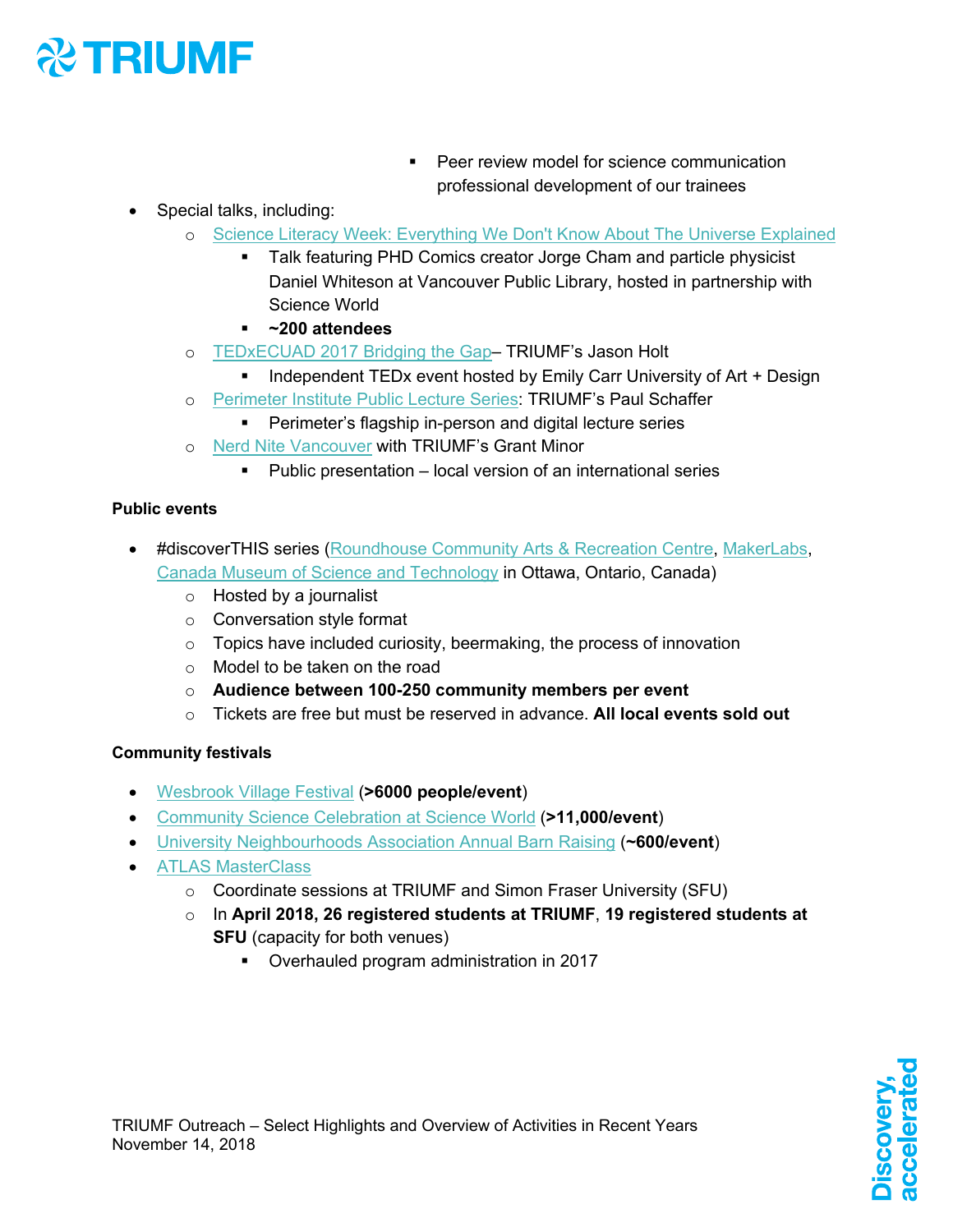- Peer review model for science communication professional development of our trainees

- Special talks, including:
    - [Science Literacy Week: Everything We Don't Know About The Universe Explained]
        - Talk featuring PHD Comics creator Jorge Cham and particle physicist Daniel Whiteson at Vancouver Public Library, hosted in partnership with Science World
        - **~200 attendees**
    - [TEDxECUAD 2017 Bridging the Gap]– TRIUMF's Jason Holt
        - Independent TEDx event hosted by Emily Carr University of Art + Design
    - [Perimeter Institute Public Lecture Series]: TRIUMF's Paul Schaffer
        - Perimeter's flagship in-person and digital lecture series
    - [Nerd Nite Vancouver] with TRIUMF's Grant Minor
        - Public presentation – local version of an international series

**Public events**

- #discoverTHIS series ([Roundhouse Community Arts & Recreation Centre], [MakerLabs], [Canada Museum of Science and Technology] in Ottawa, Ontario, Canada)
    - Hosted by a journalist
    - Conversation style format
    - Topics have included curiosity, beermaking, the process of innovation
    - Model to be taken on the road
    - **Audience between 100-250 community members per event**
    - Tickets are free but must be reserved in advance. **All local events sold out**

**Community festivals**

- [Wesbrook Village Festival] (**>6000 people/event**)
- [Community Science Celebration at Science World] (**>11,000/event**)
- [University Neighbourhoods Association Annual Barn Raising] (**~600/event**)
- [ATLAS MasterClass]
    - Coordinate sessions at TRIUMF and Simon Fraser University (SFU)
    - In **April 2018, 26 registered students at TRIUMF**, **19 registered students at SFU** (capacity for both venues)
        - Overhauled program administration in 2017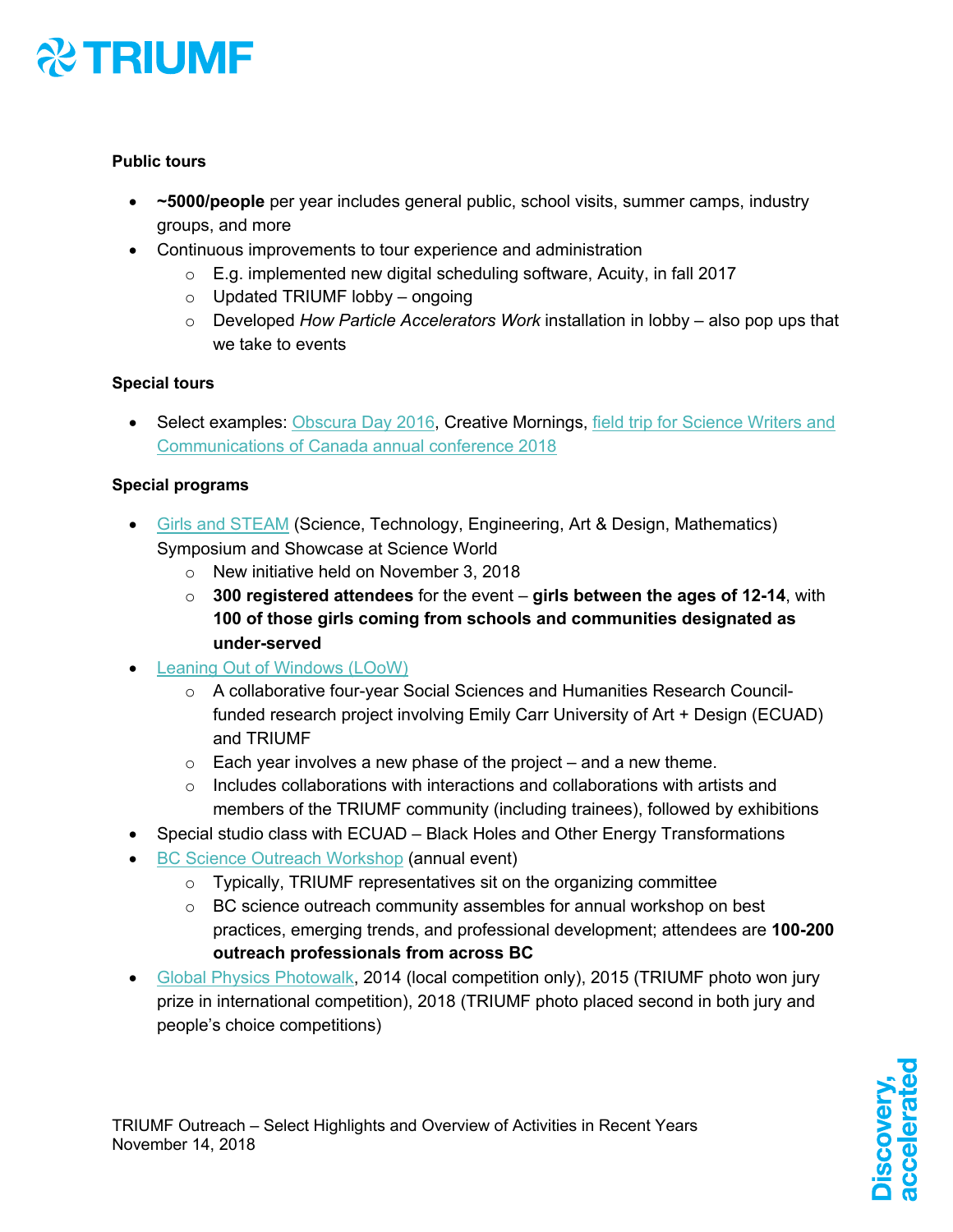**Public tours**

- **~5000/people** per year includes general public, school visits, summer camps, industry groups, and more
- Continuous improvements to tour experience and administration
  - E.g. implemented new digital scheduling software, Acuity, in fall 2017
  - Updated TRIUMF lobby – ongoing
  - Developed *How Particle Accelerators Work* installation in lobby – also pop ups that we take to events

**Special tours**

- Select examples: Obscura Day 2016, Creative Mornings, field trip for Science Writers and Communications of Canada annual conference 2018

**Special programs**

- Girls and STEAM (Science, Technology, Engineering, Art & Design, Mathematics) Symposium and Showcase at Science World
  - New initiative held on November 3, 2018
  - **300 registered attendees** for the event – **girls between the ages of 12-14**, with **100 of those girls coming from schools and communities designated as under-served**
- Leaning Out of Windows (LOoW)
  - A collaborative four-year Social Sciences and Humanities Research Council-funded research project involving Emily Carr University of Art + Design (ECUAD) and TRIUMF
  - Each year involves a new phase of the project – and a new theme.
  - Includes collaborations with interactions and collaborations with artists and members of the TRIUMF community (including trainees), followed by exhibitions
- Special studio class with ECUAD – Black Holes and Other Energy Transformations
- BC Science Outreach Workshop (annual event)
  - Typically, TRIUMF representatives sit on the organizing committee
  - BC science outreach community assembles for annual workshop on best practices, emerging trends, and professional development; attendees are **100-200 outreach professionals from across BC**
- Global Physics Photowalk, 2014 (local competition only), 2015 (TRIUMF photo won jury prize in international competition), 2018 (TRIUMF photo placed second in both jury and people's choice competitions)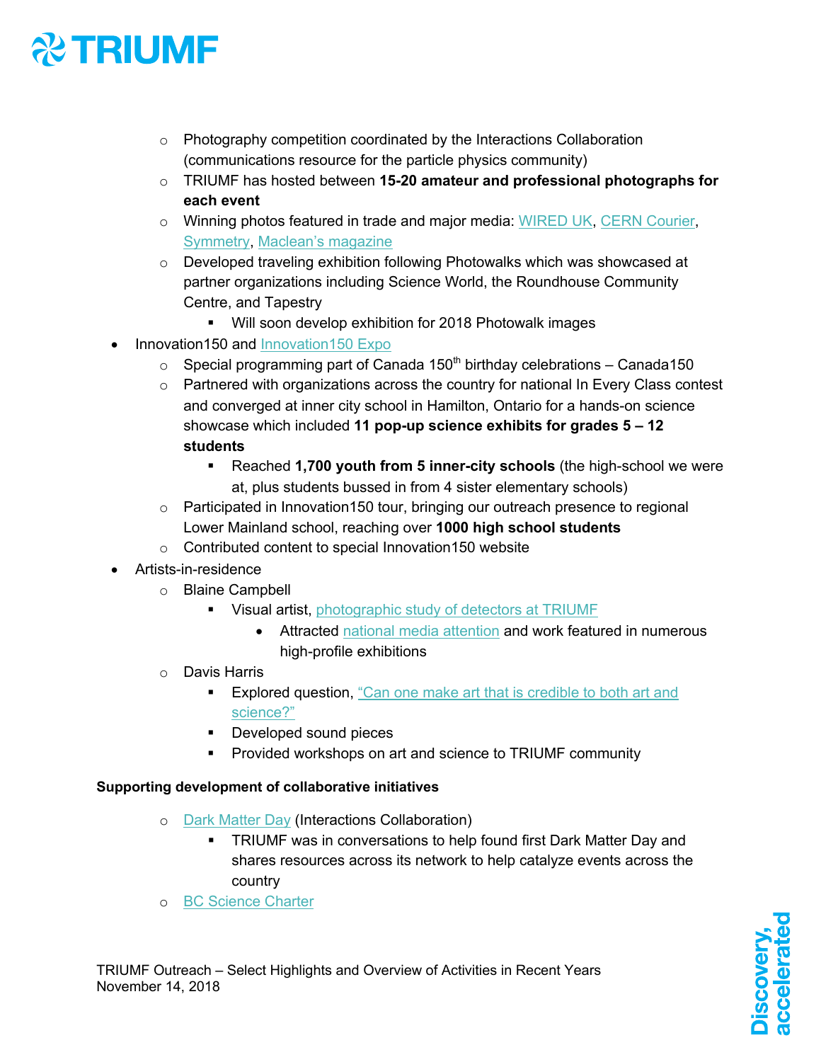- Photography competition coordinated by the Interactions Collaboration (communications resource for the particle physics community)
- TRIUMF has hosted between **15-20 amateur and professional photographs for each event**
- Winning photos featured in trade and major media: WIRED UK, CERN Courier, Symmetry, Maclean's magazine
- Developed traveling exhibition following Photowalks which was showcased at partner organizations including Science World, the Roundhouse Community Centre, and Tapestry
  - Will soon develop exhibition for 2018 Photowalk images

- Innovation150 and Innovation150 Expo
  - Special programming part of Canada 150th birthday celebrations – Canada150
  - Partnered with organizations across the country for national In Every Class contest and converged at inner city school in Hamilton, Ontario for a hands-on science showcase which included **11 pop-up science exhibits for grades 5 – 12 students**
    - Reached **1,700 youth from 5 inner-city schools** (the high-school we were at, plus students bussed in from 4 sister elementary schools)
  - Participated in Innovation150 tour, bringing our outreach presence to regional Lower Mainland school, reaching over **1000 high school students**
  - Contributed content to special Innovation150 website
- Artists-in-residence
  - Blaine Campbell
    - Visual artist, photographic study of detectors at TRIUMF
      - Attracted national media attention and work featured in numerous high-profile exhibitions
  - Davis Harris
    - Explored question, "Can one make art that is credible to both art and science?"
    - Developed sound pieces
    - Provided workshops on art and science to TRIUMF community

**Supporting development of collaborative initiatives**

- Dark Matter Day (Interactions Collaboration)
  - TRIUMF was in conversations to help found first Dark Matter Day and shares resources across its network to help catalyze events across the country
- BC Science Charter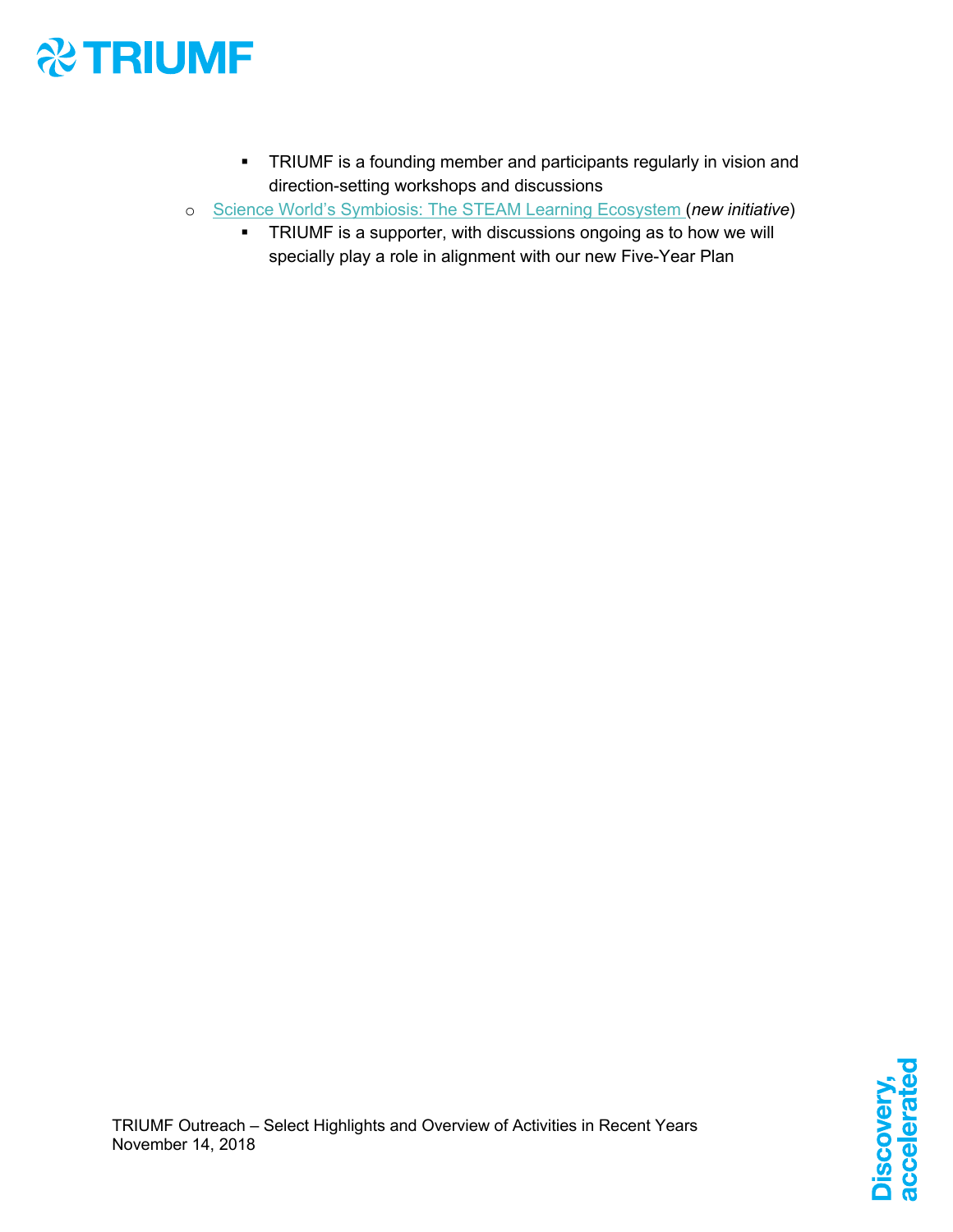- TRIUMF is a founding member and participants regularly in vision and direction-setting workshops and discussions
  - Science World's Symbiosis: The STEAM Learning Ecosystem (*new initiative*)
    - TRIUMF is a supporter, with discussions ongoing as to how we will specially play a role in alignment with our new Five-Year Plan